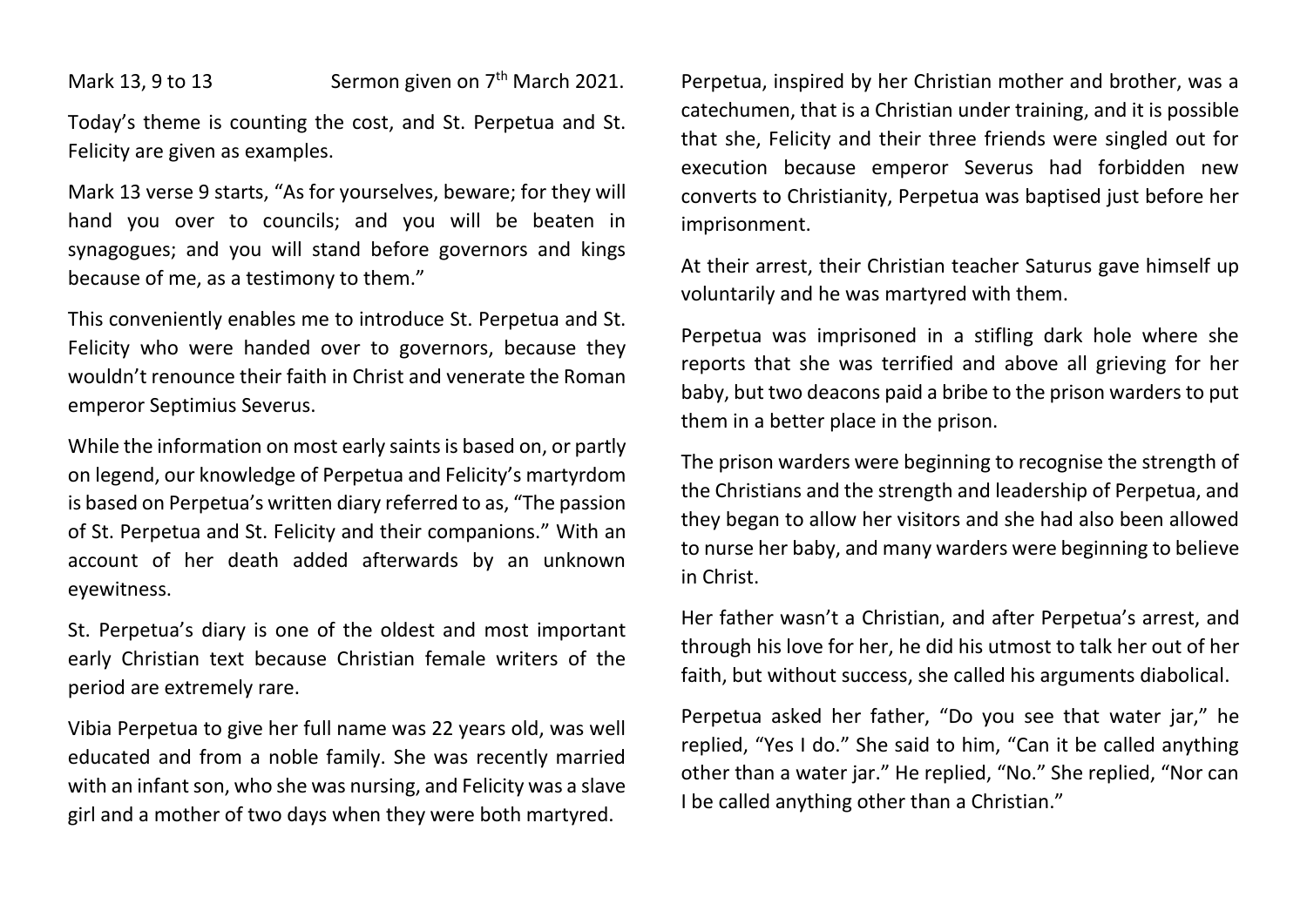Mark 13, 9 to 13 Sermon given on 7th March 2021.

Today's theme is counting the cost, and St. Perpetua and St. Felicity are given as examples.

Mark 13 verse 9 starts, "As for yourselves, beware; for they will hand you over to councils; and you will be beaten in synagogues; and you will stand before governors and kings because of me, as a testimony to them."

This conveniently enables me to introduce St. Perpetua and St. Felicity who were handed over to governors, because they wouldn't renounce their faith in Christ and venerate the Roman emperor Septimius Severus.

While the information on most early saints is based on, or partly on legend, our knowledge of Perpetua and Felicity's martyrdom is based on Perpetua's written diary referred to as, "The passion of St. Perpetua and St. Felicity and their companions." With an account of her death added afterwards by an unknown eyewitness.

St. Perpetua's diary is one of the oldest and most important early Christian text because Christian female writers of the period are extremely rare.

Vibia Perpetua to give her full name was 22 years old, was well educated and from a noble family. She was recently married with an infant son, who she was nursing, and Felicity was a slave girl and a mother of two days when they were both martyred.

Perpetua, inspired by her Christian mother and brother, was a catechumen, that is a Christian under training, and it is possible that she, Felicity and their three friends were singled out for execution because emperor Severus had forbidden new converts to Christianity, Perpetua was baptised just before her imprisonment.

At their arrest, their Christian teacher Saturus gave himself up voluntarily and he was martyred with them.

Perpetua was imprisoned in a stifling dark hole where she reports that she was terrified and above all grieving for her baby, but two deacons paid a bribe to the prison warders to put them in a better place in the prison.

The prison warders were beginning to recognise the strength of the Christians and the strength and leadership of Perpetua, and they began to allow her visitors and she had also been allowed to nurse her baby, and many warders were beginning to believe in Christ.

Her father wasn't a Christian, and after Perpetua's arrest, and through his love for her, he did his utmost to talk her out of her faith, but without success, she called his arguments diabolical.

Perpetua asked her father, "Do you see that water jar," he replied, "Yes I do." She said to him, "Can it be called anything other than a water jar." He replied, "No." She replied, "Nor can I be called anything other than a Christian."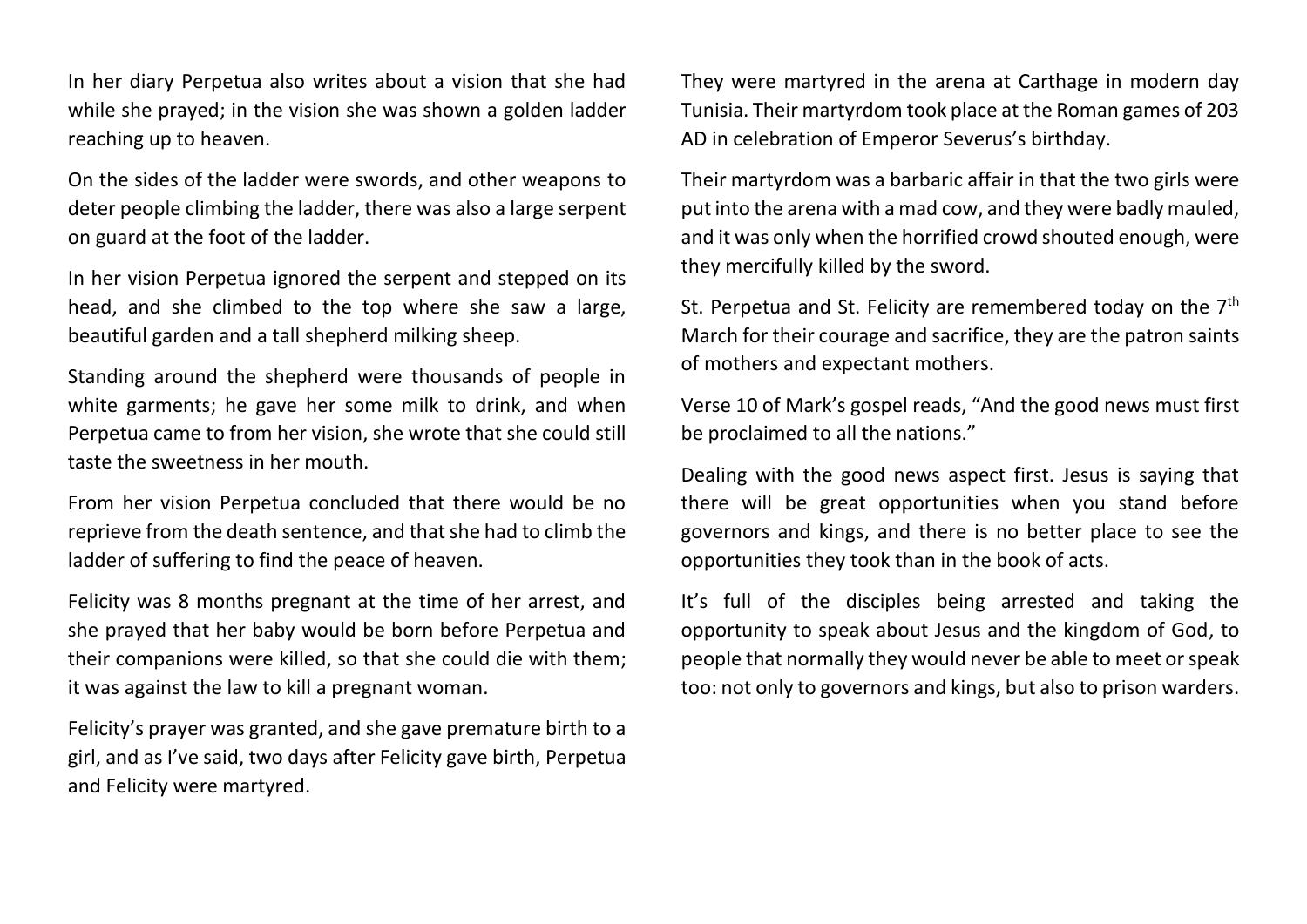In her diary Perpetua also writes about a vision that she had while she prayed; in the vision she was shown a golden ladder reaching up to heaven.

On the sides of the ladder were swords, and other weapons to deter people climbing the ladder, there was also a large serpent on guard at the foot of the ladder.

In her vision Perpetua ignored the serpent and stepped on its head, and she climbed to the top where she saw a large, beautiful garden and a tall shepherd milking sheep.

Standing around the shepherd were thousands of people in white garments; he gave her some milk to drink, and when Perpetua came to from her vision, she wrote that she could still taste the sweetness in her mouth.

From her vision Perpetua concluded that there would be no reprieve from the death sentence, and that she had to climb the ladder of suffering to find the peace of heaven.

Felicity was 8 months pregnant at the time of her arrest, and she prayed that her baby would be born before Perpetua and their companions were killed, so that she could die with them; it was against the law to kill a pregnant woman.

Felicity's prayer was granted, and she gave premature birth to a girl, and as I've said, two days after Felicity gave birth, Perpetua and Felicity were martyred.

They were martyred in the arena at Carthage in modern day Tunisia. Their martyrdom took place at the Roman games of 203 AD in celebration of Emperor Severus's birthday.

Their martyrdom was a barbaric affair in that the two girls were put into the arena with a mad cow, and they were badly mauled, and it was only when the horrified crowd shouted enough, were they mercifully killed by the sword.

St. Perpetua and St. Felicity are remembered today on the 7th March for their courage and sacrifice, they are the patron saints of mothers and expectant mothers.

Verse 10 of Mark's gospel reads, "And the good news must first be proclaimed to all the nations."

Dealing with the good news aspect first. Jesus is saying that there will be great opportunities when you stand before governors and kings, and there is no better place to see the opportunities they took than in the book of acts.

It's full of the disciples being arrested and taking the opportunity to speak about Jesus and the kingdom of God, to people that normally they would never be able to meet or speak too: not only to governors and kings, but also to prison warders.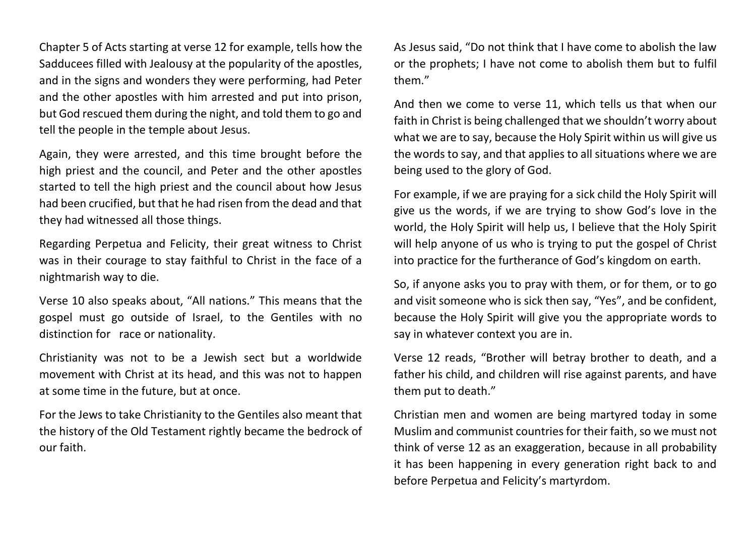Chapter 5 of Acts starting at verse 12 for example, tells how the Sadducees filled with Jealousy at the popularity of the apostles, and in the signs and wonders they were performing, had Peter and the other apostles with him arrested and put into prison, but God rescued them during the night, and told them to go and tell the people in the temple about Jesus.

Again, they were arrested, and this time brought before the high priest and the council, and Peter and the other apostles started to tell the high priest and the council about how Jesus had been crucified, but that he had risen from the dead and that they had witnessed all those things.

Regarding Perpetua and Felicity, their great witness to Christ was in their courage to stay faithful to Christ in the face of a nightmarish way to die.

Verse 10 also speaks about, "All nations." This means that the gospel must go outside of Israel, to the Gentiles with no distinction for race or nationality.

Christianity was not to be a Jewish sect but a worldwide movement with Christ at its head, and this was not to happen at some time in the future, but at once.

For the Jews to take Christianity to the Gentiles also meant that the history of the Old Testament rightly became the bedrock of our faith.

As Jesus said, "Do not think that I have come to abolish the law or the prophets; I have not come to abolish them but to fulfil them."

And then we come to verse 11, which tells us that when our faith in Christ is being challenged that we shouldn't worry about what we are to say, because the Holy Spirit within us will give us the words to say, and that applies to all situations where we are being used to the glory of God.

For example, if we are praying for a sick child the Holy Spirit will give us the words, if we are trying to show God's love in the world, the Holy Spirit will help us, I believe that the Holy Spirit will help anyone of us who is trying to put the gospel of Christ into practice for the furtherance of God's kingdom on earth.

So, if anyone asks you to pray with them, or for them, or to go and visit someone who is sick then say, "Yes", and be confident, because the Holy Spirit will give you the appropriate words to say in whatever context you are in.

Verse 12 reads, "Brother will betray brother to death, and a father his child, and children will rise against parents, and have them put to death."

Christian men and women are being martyred today in some Muslim and communist countries for their faith, so we must not think of verse 12 as an exaggeration, because in all probability it has been happening in every generation right back to and before Perpetua and Felicity's martyrdom.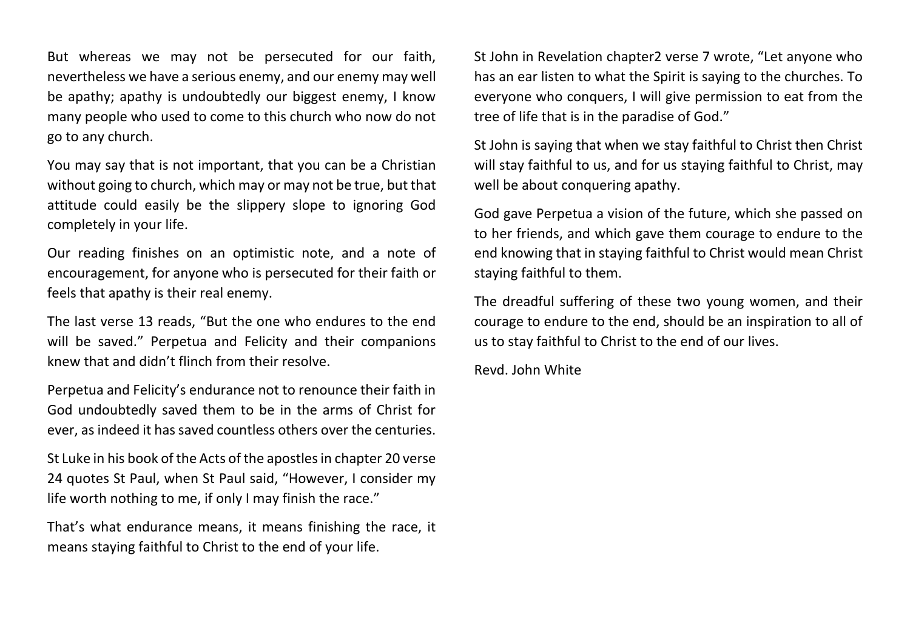But whereas we may not be persecuted for our faith, nevertheless we have a serious enemy, and our enemy may well be apathy; apathy is undoubtedly our biggest enemy, I know many people who used to come to this church who now do not go to any church.

You may say that is not important, that you can be a Christian without going to church, which may or may not be true, but that attitude could easily be the slippery slope to ignoring God completely in your life.

Our reading finishes on an optimistic note, and a note of encouragement, for anyone who is persecuted for their faith or feels that apathy is their real enemy.

The last verse 13 reads, "But the one who endures to the end will be saved." Perpetua and Felicity and their companions knew that and didn't flinch from their resolve.

Perpetua and Felicity's endurance not to renounce their faith in God undoubtedly saved them to be in the arms of Christ for ever, as indeed it has saved countless others over the centuries.

St Luke in his book of the Acts of the apostles in chapter 20 verse 24 quotes St Paul, when St Paul said, "However, I consider my life worth nothing to me, if only I may finish the race."

That's what endurance means, it means finishing the race, it means staying faithful to Christ to the end of your life.

St John in Revelation chapter2 verse 7 wrote, "Let anyone who has an ear listen to what the Spirit is saying to the churches. To everyone who conquers, I will give permission to eat from the tree of life that is in the paradise of God."

St John is saying that when we stay faithful to Christ then Christ will stay faithful to us, and for us staying faithful to Christ, may well be about conquering apathy.

God gave Perpetua a vision of the future, which she passed on to her friends, and which gave them courage to endure to the end knowing that in staying faithful to Christ would mean Christ staying faithful to them.

The dreadful suffering of these two young women, and their courage to endure to the end, should be an inspiration to all of us to stay faithful to Christ to the end of our lives.

Revd. John White